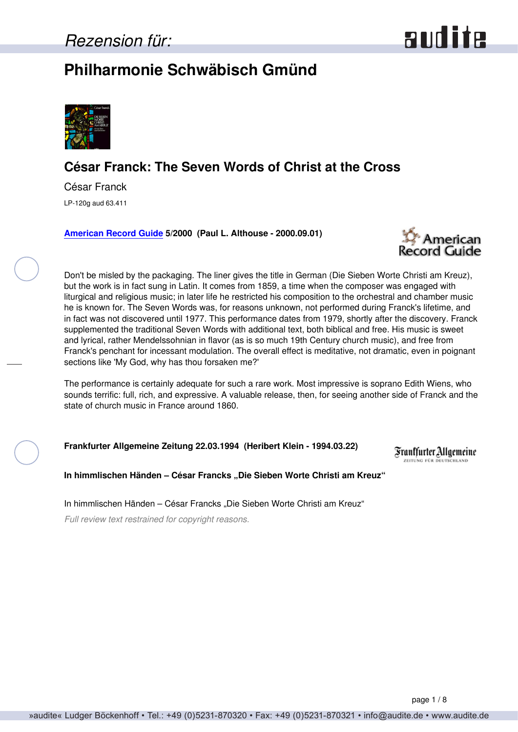*Rezension für:*

# Philharmonie Schwäbisch Gmünd

## César Franck: The Seven Words of Christ at the Cross

César Franck

LP-120g aud 63.411

**American Record Guide 5/2000 (Paul L. Althouse - 2000.09.01)**

Don't be misled by the packaging. The liner gives the title in German (Die Sieben Worte Christi am Kreuz), but the work is in fact sung in Latin. It comes from 1859, a time when the composer was engaged with liturgical and religious music; in later life he restricted his composition to the orchestral and chamber music he is known for. The Seven Words was, for reasons unknown, not performed during Franck's lifetime, and in fact was not discovered until 1977. This performance dates from 1979, shortly after the discovery. Franck supplemented the traditional Seven Words with additional text, both biblical and free. His music is sweet and lyrical, rather Mendelssohnian in flavor (as is so much 19th Century church music), and free from Franck's penchant for incessant modulation. The overall effect is meditative, not dramatic, even in poignant sections like 'My God, why has thou forsaken me?'

The performance is certainly adequate for such a rare work. Most impressive is soprano Edith Wiens, who sounds terrific: full, rich, and expressive. A valuable release, then, for seeing another side of Franck and the state of church music in France around 1860.

**Frankfurter Allgemeine Zeitung 22.03.1994 (Heribert Klein - 1994.03.22)**

**In himmlischen Händen – César Francks „Die Sieben Worte Christi am Kreuz“**

In himmlischen Händen – César Francks „Die Sieben Worte Christi am Kreuz“

*Full review text restrained for copyright reasons.*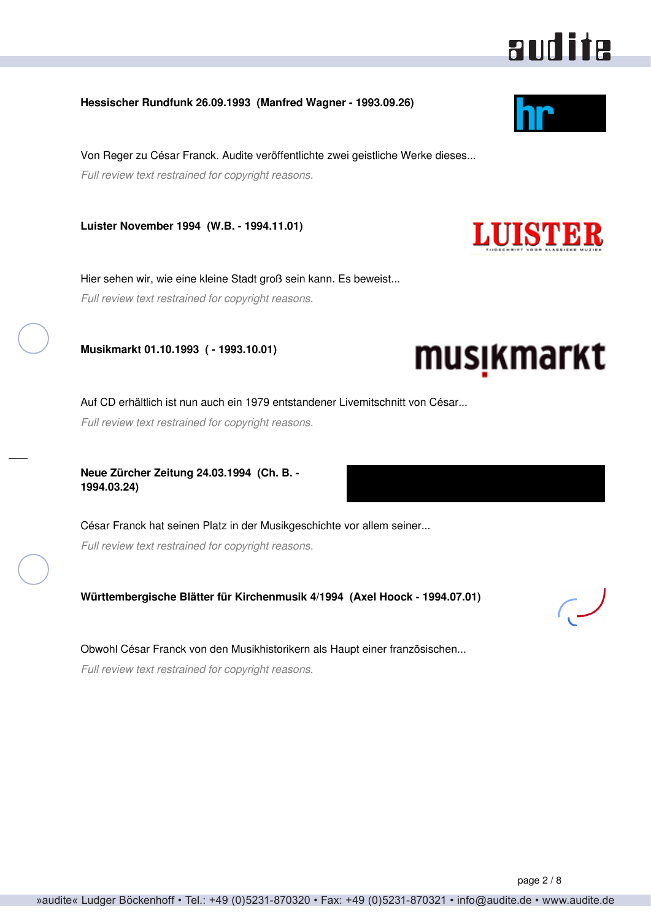**Hessischer Rundfunk 26.09.1993 (Manfred Wagner - 1993.09.26)**

Von Reger zu César Franck. Audite veröffentlichte zwei geistliche Werke dieses...

*Full review text restrained for copyright reasons.*

**Luister November 1994 (W.B. - 1994.11.01)**

Hier sehen wir, wie eine kleine Stadt groß sein kann. Es beweist...

*Full review text restrained for copyright reasons.*

**Musikmarkt 01.10.1993 ( - 1993.10.01)**

Auf CD erhältlich ist nun auch ein 1979 entstandener Livemitschnitt von César...

*Full review text restrained for copyright reasons.*

**Neue Zürcher Zeitung 24.03.1994 (Ch. B. - 1994.03.24)**

César Franck hat seinen Platz in der Musikgeschichte vor allem seiner...

*Full review text restrained for copyright reasons.*

**Württembergische Blätter für Kirchenmusik 4/1994 (Axel Hoock - 1994.07.01)**

Obwohl César Franck von den Musikhistorikern als Haupt einer französischen...

*Full review text restrained for copyright reasons.*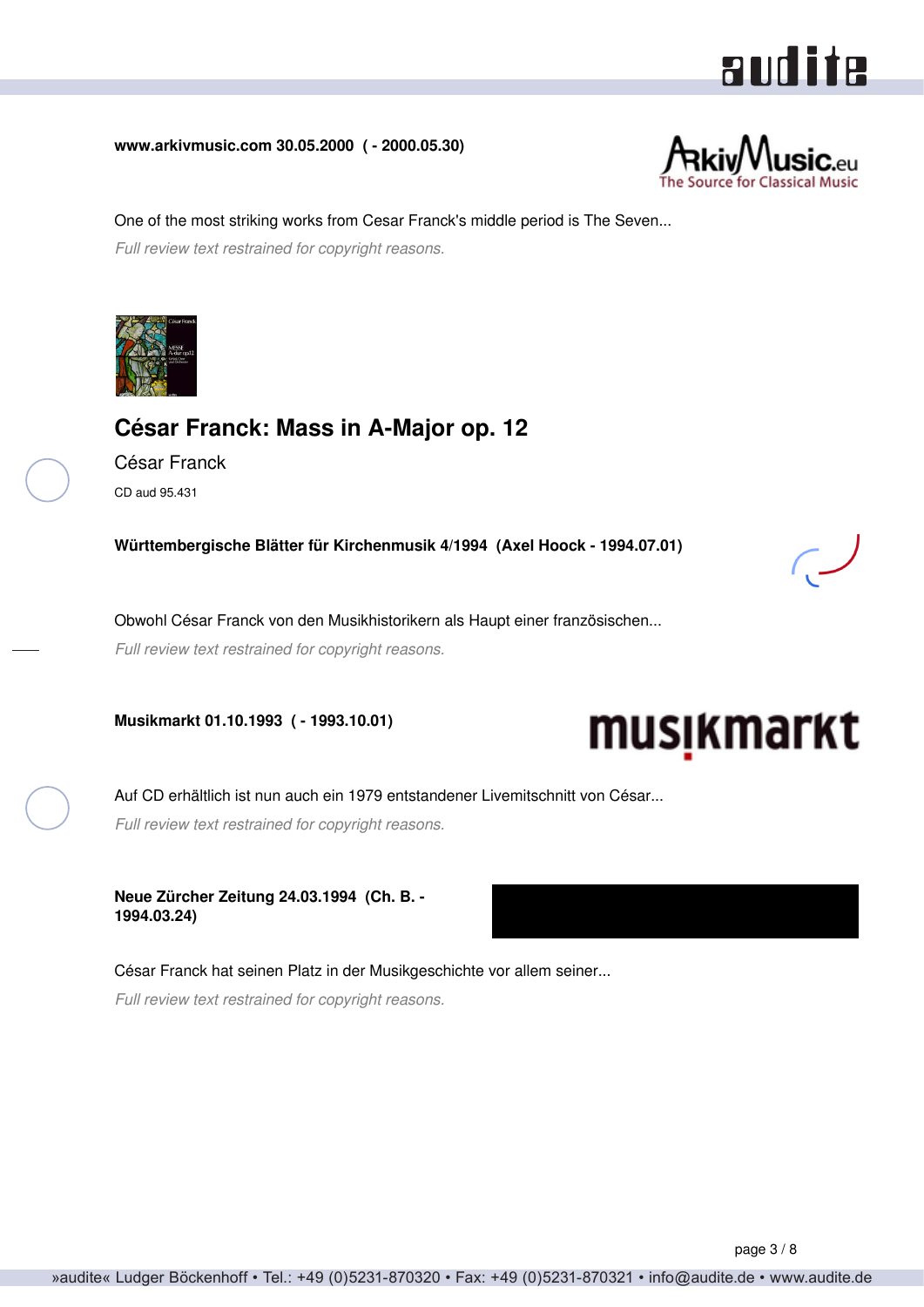**www.arkivmusic.com 30.05.2000 ( - 2000.05.30)**

One of the most striking works from Cesar Franck's middle period is The Seven...

*Full review text restrained for copyright reasons.*

## César Franck: Mass in A-Major op. 12

César Franck

CD aud 95.431

**Württembergische Blätter für Kirchenmusik 4/1994 (Axel Hoock - 1994.07.01)**

Obwohl César Franck von den Musikhistorikern als Haupt einer französischen...

*Full review text restrained for copyright reasons.*

**Musikmarkt 01.10.1993 ( - 1993.10.01)**

Auf CD erhältlich ist nun auch ein 1979 entstandener Livemitschnitt von César...

*Full review text restrained for copyright reasons.*

**Neue Zürcher Zeitung 24.03.1994 (Ch. B. - 1994.03.24)**

César Franck hat seinen Platz in der Musikgeschichte vor allem seiner...

*Full review text restrained for copyright reasons.*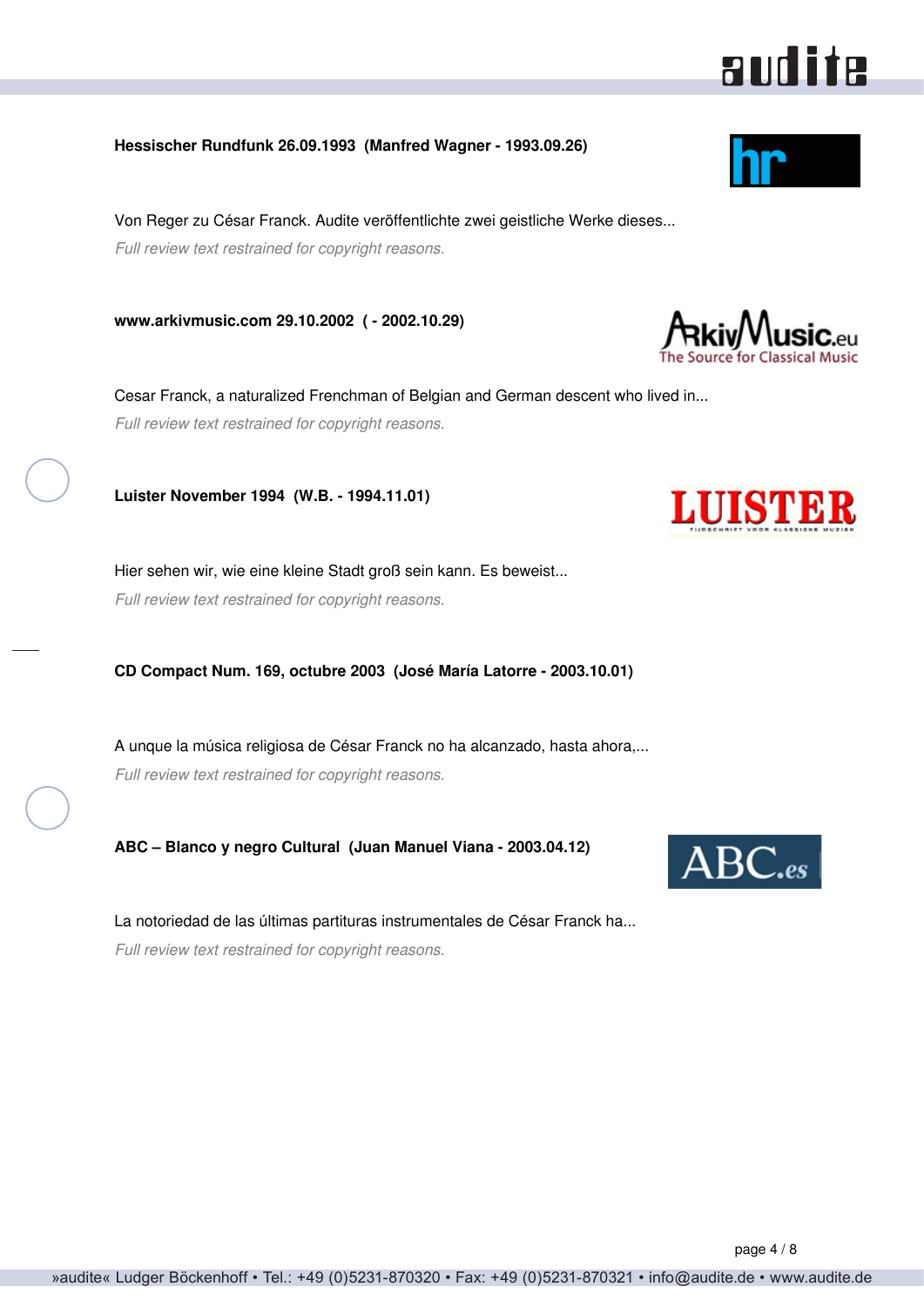**Hessischer Rundfunk 26.09.1993 (Manfred Wagner - 1993.09.26)**

Von Reger zu César Franck. Audite veröffentlichte zwei geistliche Werke dieses...

*Full review text restrained for copyright reasons.*

**www.arkivmusic.com 29.10.2002 ( - 2002.10.29)**

Cesar Franck, a naturalized Frenchman of Belgian and German descent who lived in...

*Full review text restrained for copyright reasons.*

**Luister November 1994 (W.B. - 1994.11.01)**

Hier sehen wir, wie eine kleine Stadt groß sein kann. Es beweist...

*Full review text restrained for copyright reasons.*

**CD Compact Num. 169, octubre 2003 (José María Latorre - 2003.10.01)**

A unque la música religiosa de César Franck no ha alcanzado, hasta ahora,...

*Full review text restrained for copyright reasons.*

**ABC – Blanco y negro Cultural (Juan Manuel Viana - 2003.04.12)**

La notoriedad de las últimas partituras instrumentales de César Franck ha...

*Full review text restrained for copyright reasons.*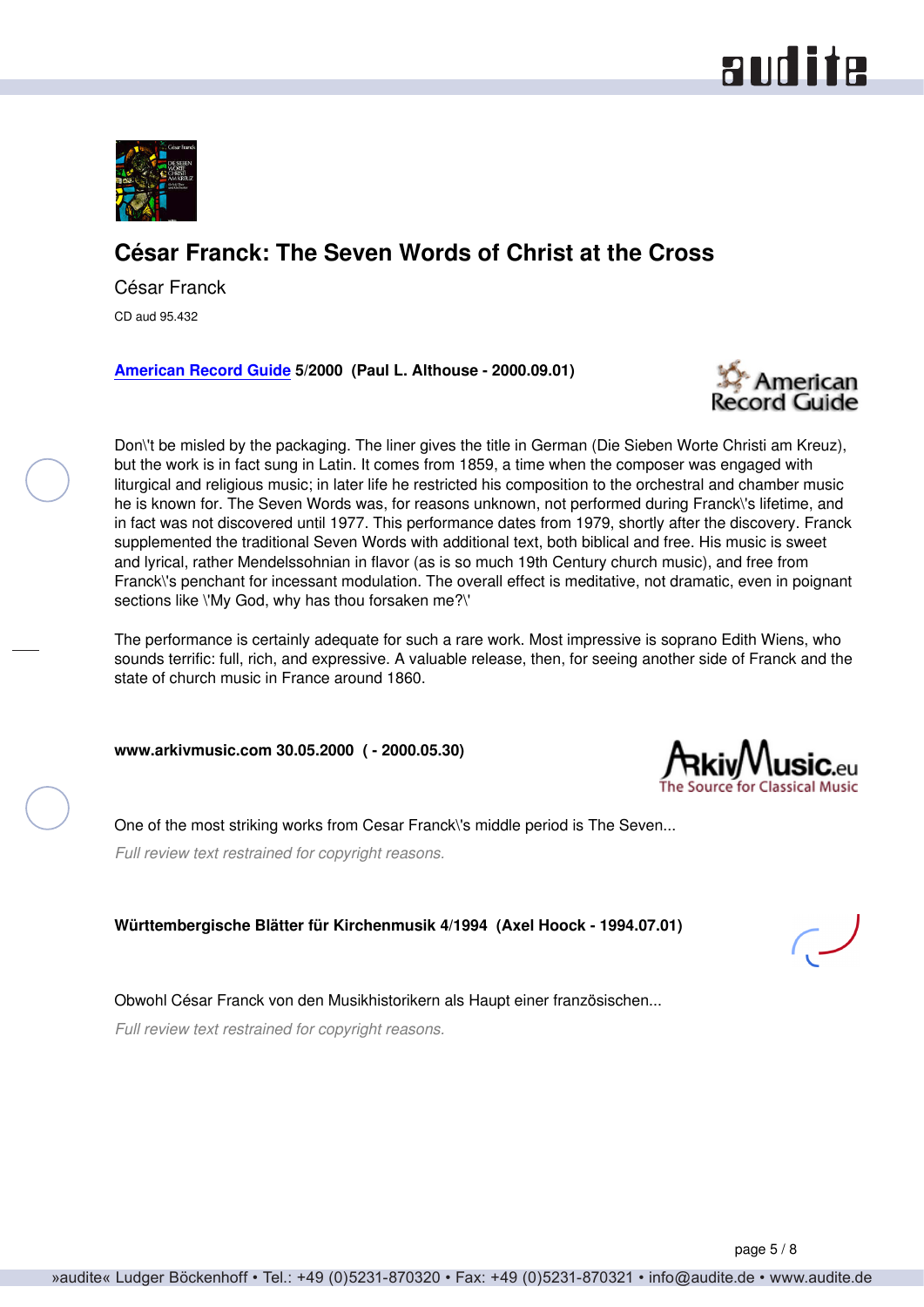# César Franck: The Seven Words of Christ at the Cross

César Franck

CD aud 95.432

**American Record Guide 5/2000 (Paul L. Althouse - 2000.09.01)**

Don\'t be misled by the packaging. The liner gives the title in German (Die Sieben Worte Christi am Kreuz), but the work is in fact sung in Latin. It comes from 1859, a time when the composer was engaged with liturgical and religious music; in later life he restricted his composition to the orchestral and chamber music he is known for. The Seven Words was, for reasons unknown, not performed during Franck\'s lifetime, and in fact was not discovered until 1977. This performance dates from 1979, shortly after the discovery. Franck supplemented the traditional Seven Words with additional text, both biblical and free. His music is sweet and lyrical, rather Mendelssohnian in flavor (as is so much 19th Century church music), and free from Franck\'s penchant for incessant modulation. The overall effect is meditative, not dramatic, even in poignant sections like \'My God, why has thou forsaken me?\'

The performance is certainly adequate for such a rare work. Most impressive is soprano Edith Wiens, who sounds terrific: full, rich, and expressive. A valuable release, then, for seeing another side of Franck and the state of church music in France around 1860.

**www.arkivmusic.com 30.05.2000 ( - 2000.05.30)**

One of the most striking works from Cesar Franck\'s middle period is The Seven...

*Full review text restrained for copyright reasons.*

**Württembergische Blätter für Kirchenmusik 4/1994 (Axel Hoock - 1994.07.01)**

Obwohl César Franck von den Musikhistorikern als Haupt einer französischen...

*Full review text restrained for copyright reasons.*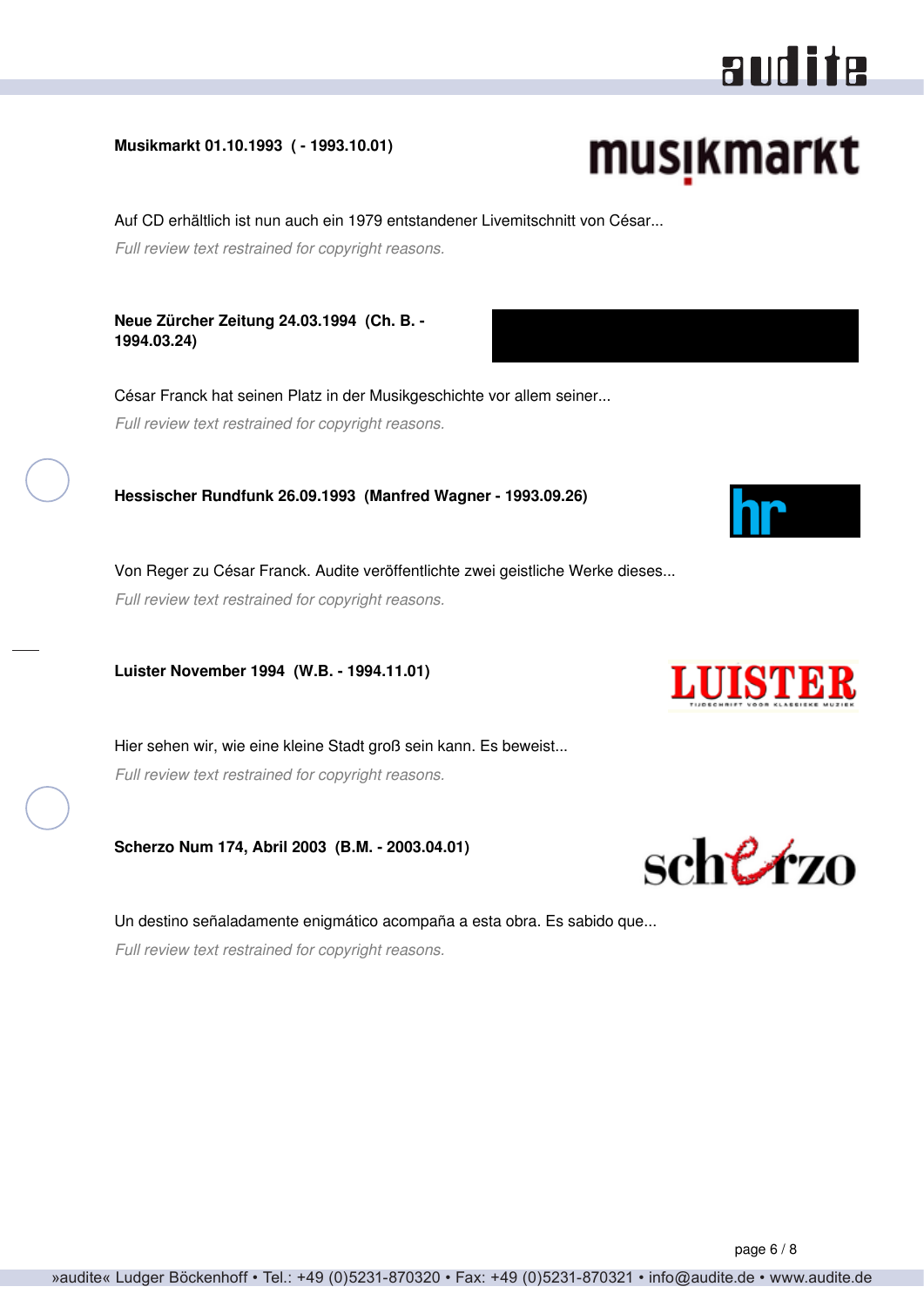**Musikmarkt 01.10.1993 ( - 1993.10.01)**

Auf CD erhältlich ist nun auch ein 1979 entstandener Livemitschnitt von César...

*Full review text restrained for copyright reasons.*

**Neue Zürcher Zeitung 24.03.1994 (Ch. B. - 1994.03.24)**

César Franck hat seinen Platz in der Musikgeschichte vor allem seiner...

*Full review text restrained for copyright reasons.*

**Hessischer Rundfunk 26.09.1993 (Manfred Wagner - 1993.09.26)**

Von Reger zu César Franck. Audite veröffentlichte zwei geistliche Werke dieses...

*Full review text restrained for copyright reasons.*

**Luister November 1994 (W.B. - 1994.11.01)**

Hier sehen wir, wie eine kleine Stadt groß sein kann. Es beweist...

*Full review text restrained for copyright reasons.*

**Scherzo Num 174, Abril 2003 (B.M. - 2003.04.01)**

Un destino señaladamente enigmático acompaña a esta obra. Es sabido que...

*Full review text restrained for copyright reasons.*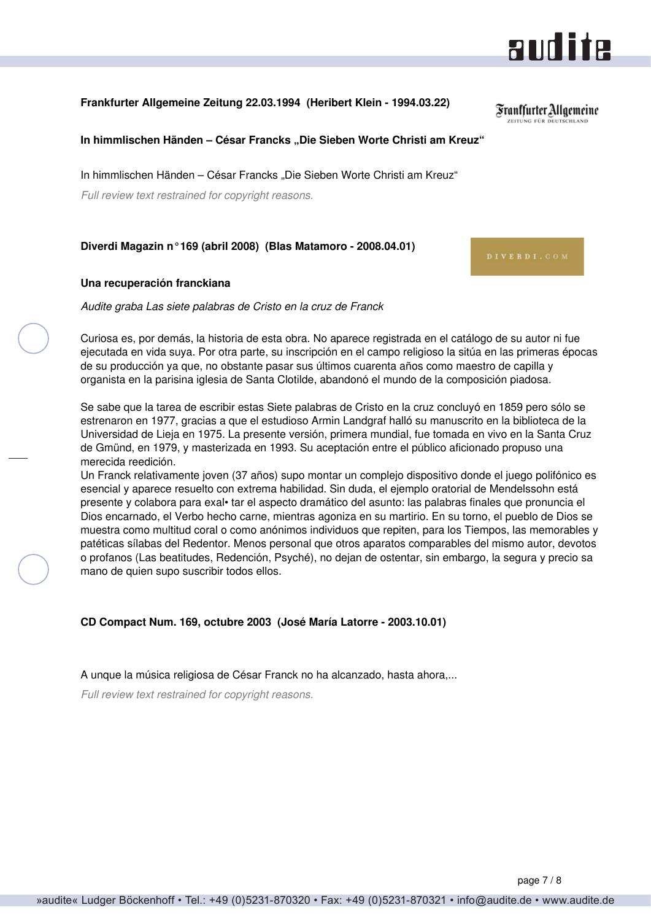**Frankfurter Allgemeine Zeitung 22.03.1994 (Heribert Klein - 1994.03.22)**

**In himmlischen Händen – César Francks „Die Sieben Worte Christi am Kreuz“**

In himmlischen Händen – César Francks „Die Sieben Worte Christi am Kreuz“

*Full review text restrained for copyright reasons.*

**Diverdi Magazin n° 169 (abril 2008) (Blas Matamoro - 2008.04.01)**

**Una recuperación franckiana**

*Audite graba Las siete palabras de Cristo en la cruz de Franck*

Curiosa es, por demás, la historia de esta obra. No aparece registrada en el catálogo de su autor ni fue ejecutada en vida suya. Por otra parte, su inscripción en el campo religioso la sitúa en las primeras épocas de su producción ya que, no obstante pasar sus últimos cuarenta años como maestro de capilla y organista en la parisina iglesia de Santa Clotilde, abandonó el mundo de la composición piadosa.

Se sabe que la tarea de escribir estas Siete palabras de Cristo en la cruz concluyó en 1859 pero sólo se estrenaron en 1977, gracias a que el estudioso Armin Landgraf halló su manuscrito en la biblioteca de la Universidad de Lieja en 1975. La presente versión, primera mundial, fue tomada en vivo en la Santa Cruz de Gmünd, en 1979, y masterizada en 1993. Su aceptación entre el público aficionado propuso una merecida reedición.
Un Franck relativamente joven (37 años) supo montar un complejo dispositivo donde el juego polifónico es esencial y aparece resuelto con extrema habilidad. Sin duda, el ejemplo oratorial de Mendelssohn está presente y colabora para exal• tar el aspecto dramático del asunto: las palabras finales que pronuncia el Dios encarnado, el Verbo hecho carne, mientras agoniza en su martirio. En su torno, el pueblo de Dios se muestra como multitud coral o como anónimos individuos que repiten, para los Tiempos, las memorables y patéticas sílabas del Redentor. Menos personal que otros aparatos comparables del mismo autor, devotos o profanos (Las beatitudes, Redención, Psyché), no dejan de ostentar, sin embargo, la segura y precio sa mano de quien supo suscribir todos ellos.

**CD Compact Num. 169, octubre 2003 (José María Latorre - 2003.10.01)**

A unque la música religiosa de César Franck no ha alcanzado, hasta ahora,...

*Full review text restrained for copyright reasons.*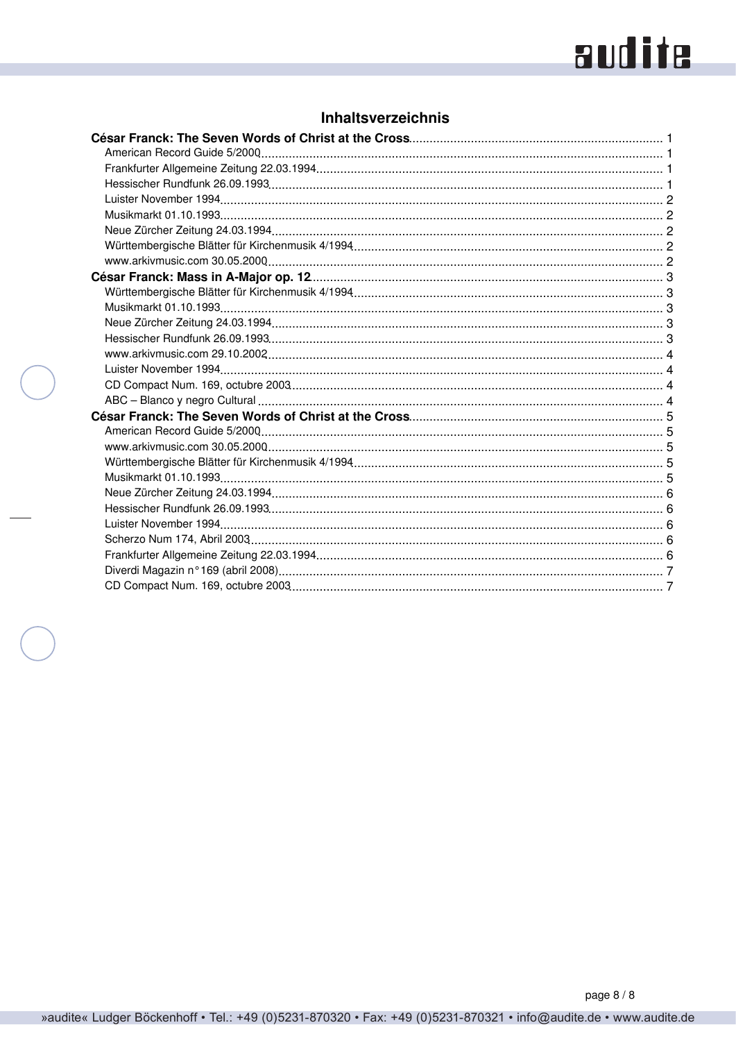## Inhaltsverzeichnis

**César Franck: The Seven Words of Christ at the Cross** ........ 1
- American Record Guide 5/2000 ........ 1
- Frankfurter Allgemeine Zeitung 22.03.1994 ........ 1
- Hessischer Rundfunk 26.09.1993 ........ 1
- Luister November 1994 ........ 2
- Musikmarkt 01.10.1993 ........ 2
- Neue Zürcher Zeitung 24.03.1994 ........ 2
- Württembergische Blätter für Kirchenmusik 4/1994 ........ 2
- www.arkivmusic.com 30.05.2000 ........ 2

**César Franck: Mass in A-Major op. 12** ........ 3
- Württembergische Blätter für Kirchenmusik 4/1994 ........ 3
- Musikmarkt 01.10.1993 ........ 3
- Neue Zürcher Zeitung 24.03.1994 ........ 3
- Hessischer Rundfunk 26.09.1993 ........ 3
- www.arkivmusic.com 29.10.2002 ........ 4
- Luister November 1994 ........ 4
- CD Compact Num. 169, octubre 2003 ........ 4
- ABC – Blanco y negro Cultural ........ 4

**César Franck: The Seven Words of Christ at the Cross** ........ 5
- American Record Guide 5/2000 ........ 5
- www.arkivmusic.com 30.05.2000 ........ 5
- Württembergische Blätter für Kirchenmusik 4/1994 ........ 5
- Musikmarkt 01.10.1993 ........ 5
- Neue Zürcher Zeitung 24.03.1994 ........ 6
- Hessischer Rundfunk 26.09.1993 ........ 6
- Luister November 1994 ........ 6
- Scherzo Num 174, Abril 2003 ........ 6
- Frankfurter Allgemeine Zeitung 22.03.1994 ........ 6
- Diverdi Magazin n° 169 (abril 2008) ........ 7
- CD Compact Num. 169, octubre 2003 ........ 7